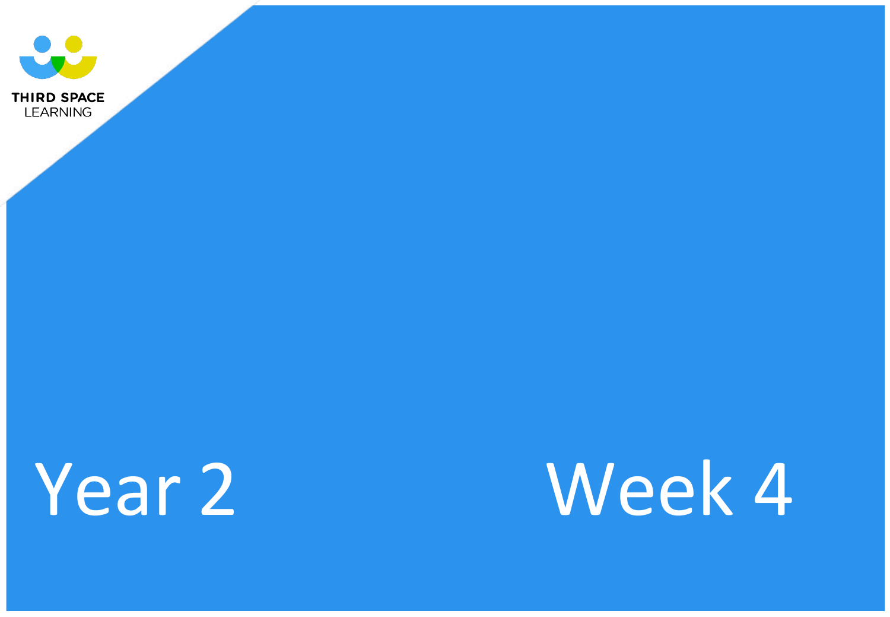THIRD SPACE LEARNING

# Year 2 Week 4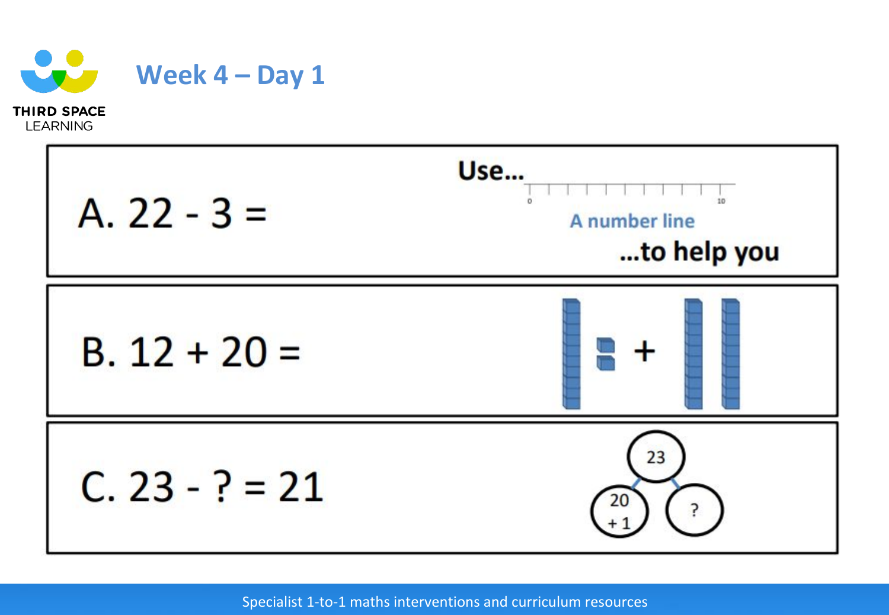# Week 4 – Day 1

A. $22 - 3 =$

Use... A number line ...to help you

B. $12 + 20 =$

C. $23 - ? = 21$

23

20 + 1

?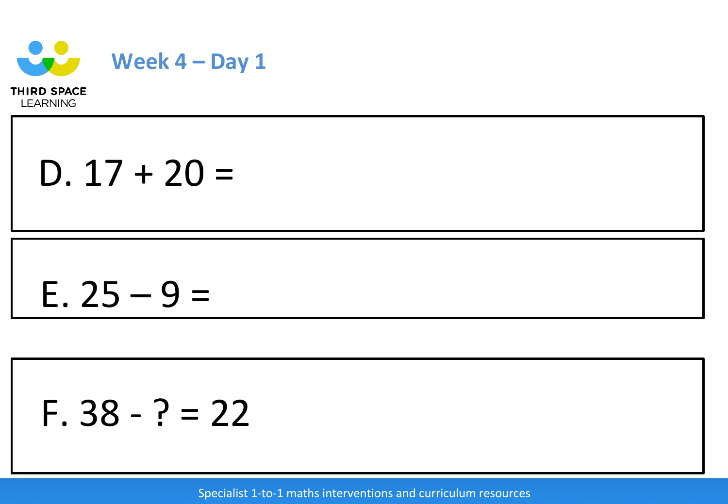# Week 4 – Day 1

D. $17 + 20 =$

E. $25 – 9 =$

F. $38 - ? = 22$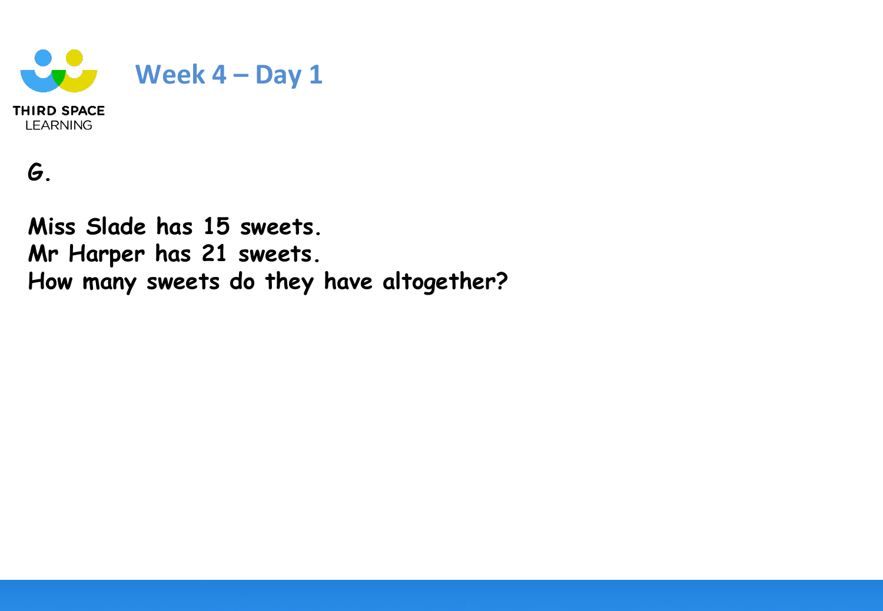## Week 4 – Day 1

**G.**

**Miss Slade has 15 sweets.**
**Mr Harper has 21 sweets.**
**How many sweets do they have altogether?**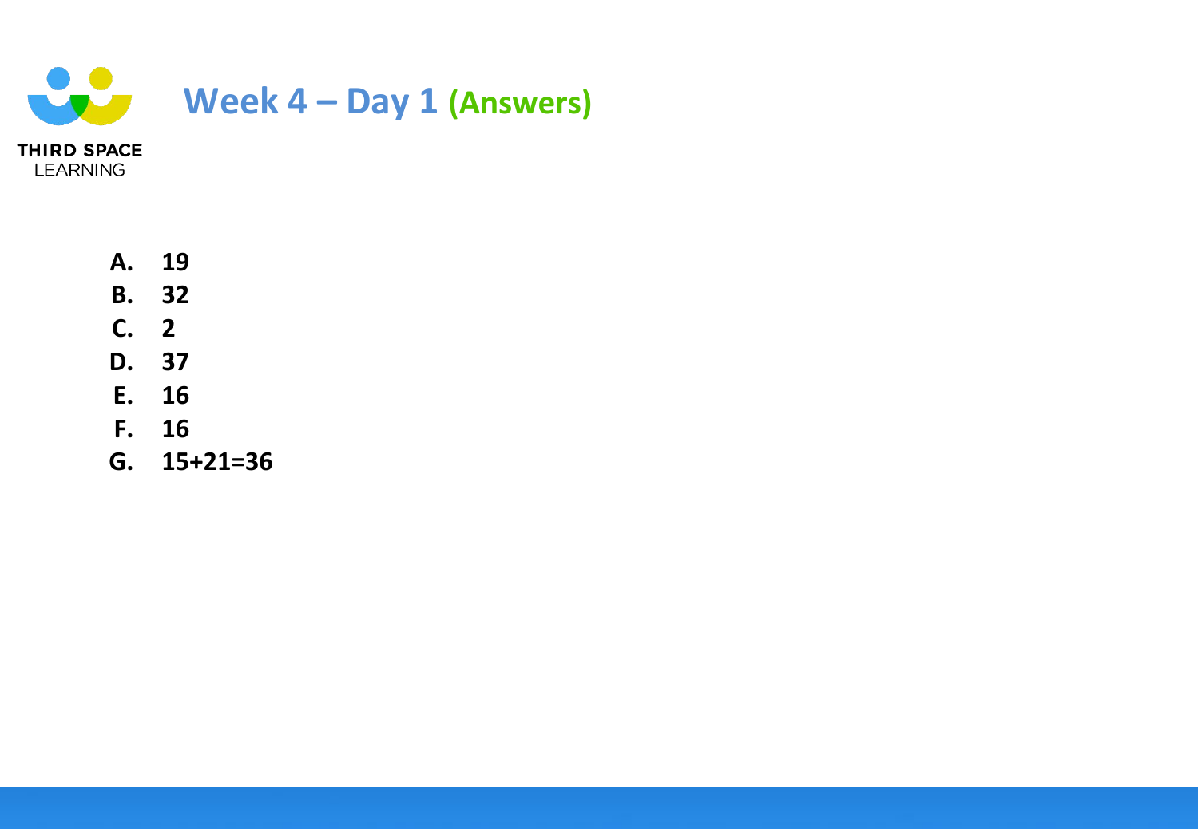# Week 4 – Day 1 **(Answers)**

**A.** **19**
**B.** **32**
**C.** **2**
**D.** **37**
**E.** **16**
**F.** **16**
**G.** **15+21=36**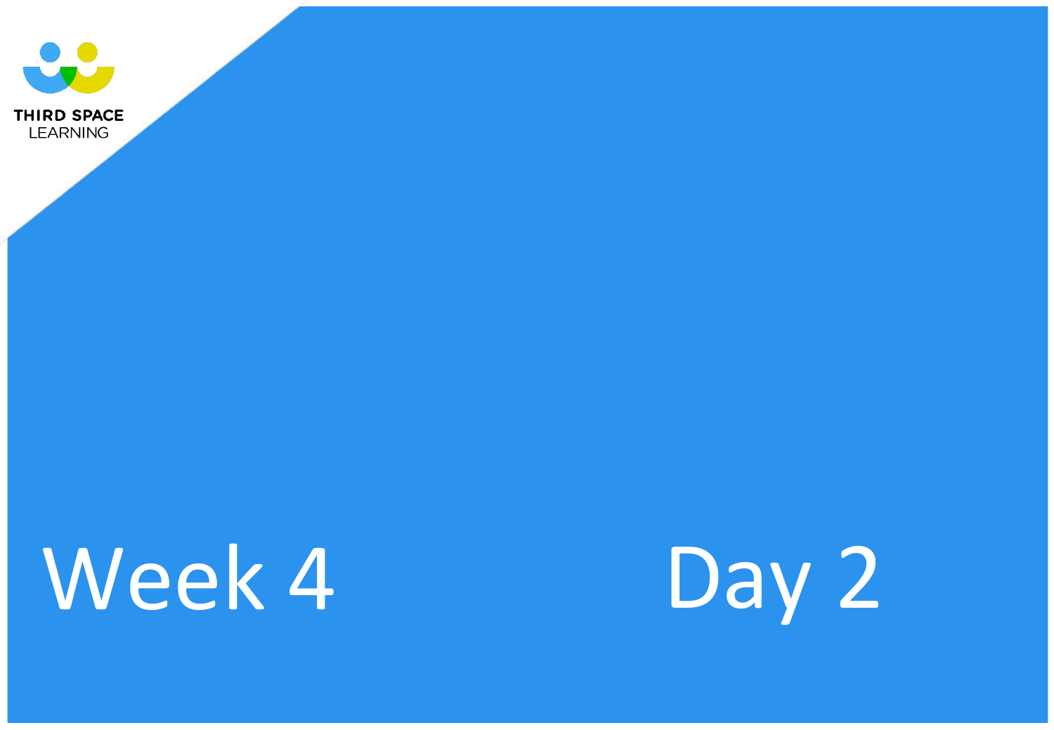THIRD SPACE LEARNING

# Week 4 Day 2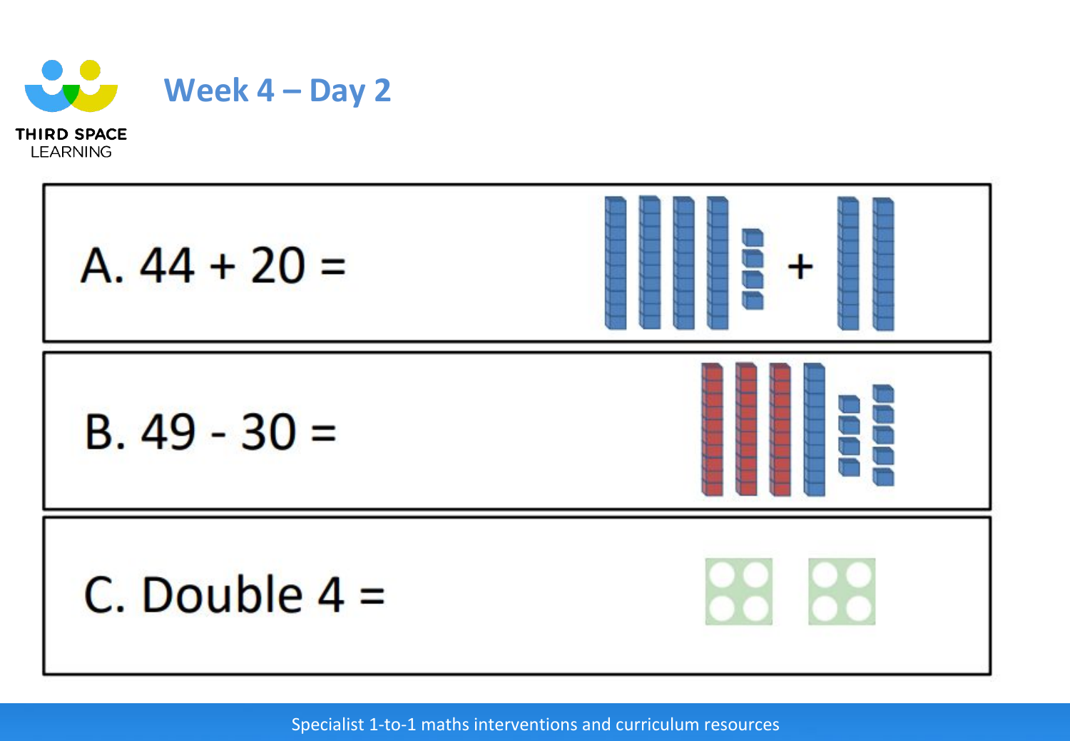# Week 4 – Day 2

A. $44 + 20 =$

B. $49 - 30 =$

C. Double $4 =$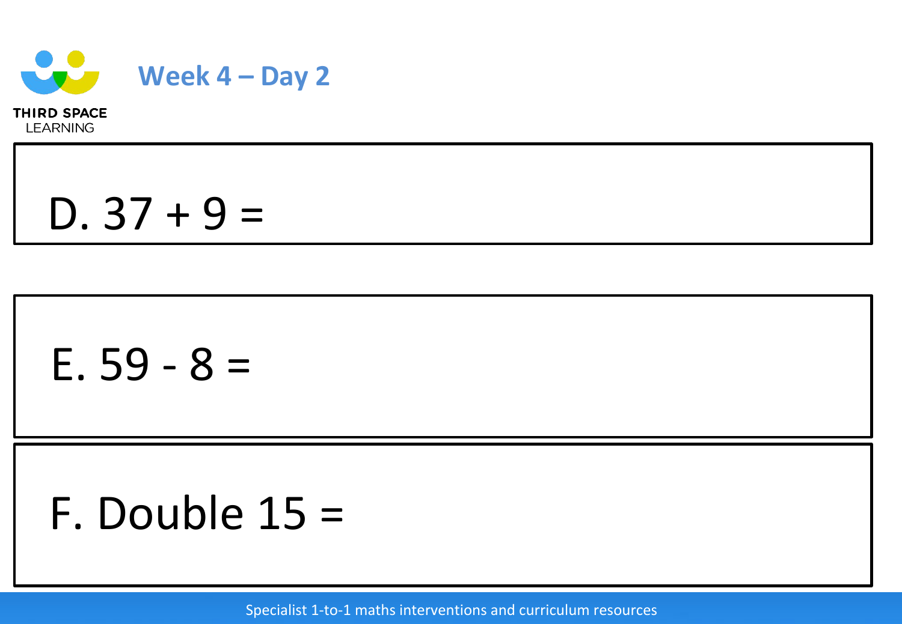# Week 4 – Day 2

D. $37 + 9 =$

E. $59 - 8 =$

F. Double $15 =$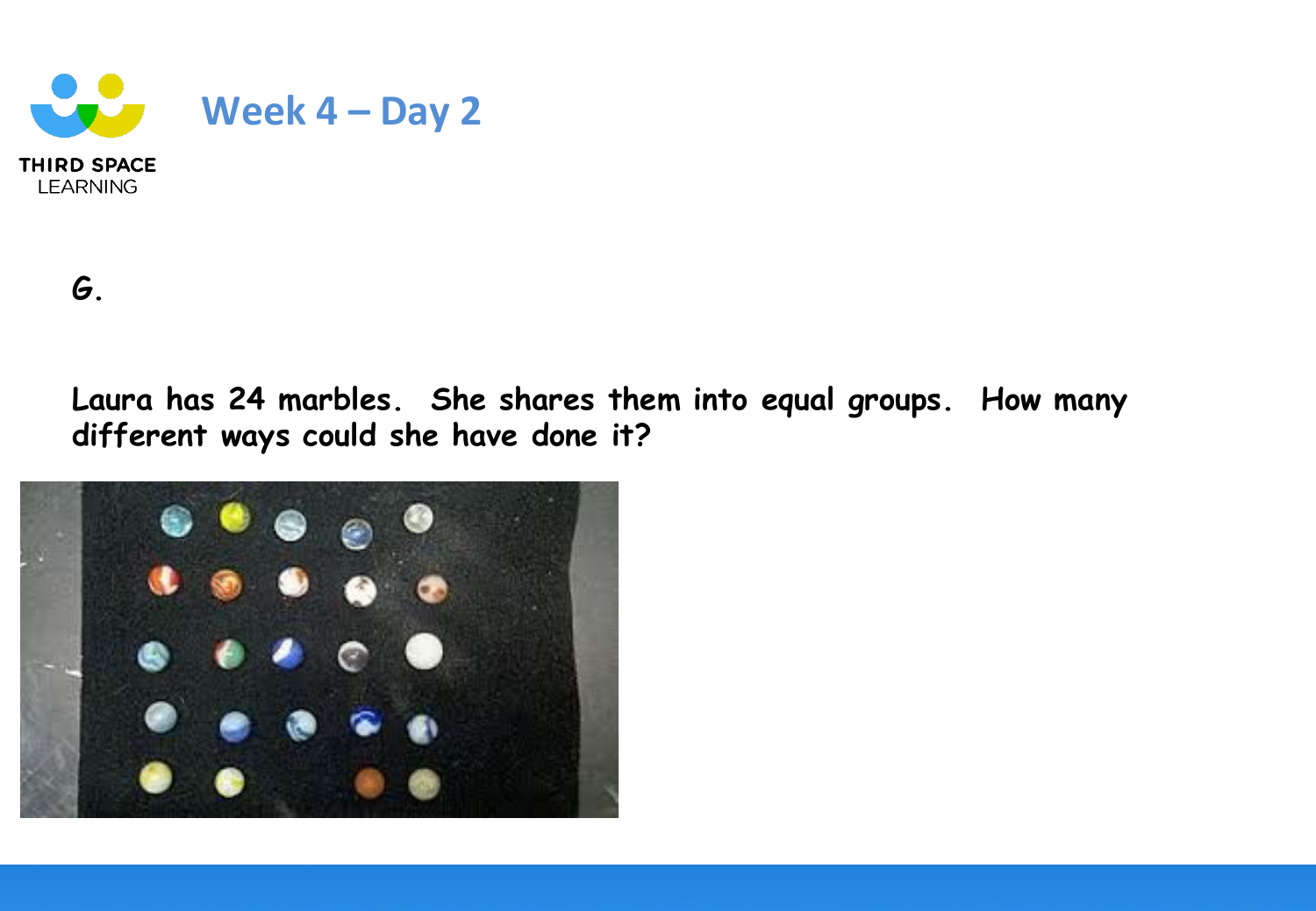# Week 4 – Day 2

**G.**

**Laura has 24 marbles. She shares them into equal groups. How many different ways could she have done it?**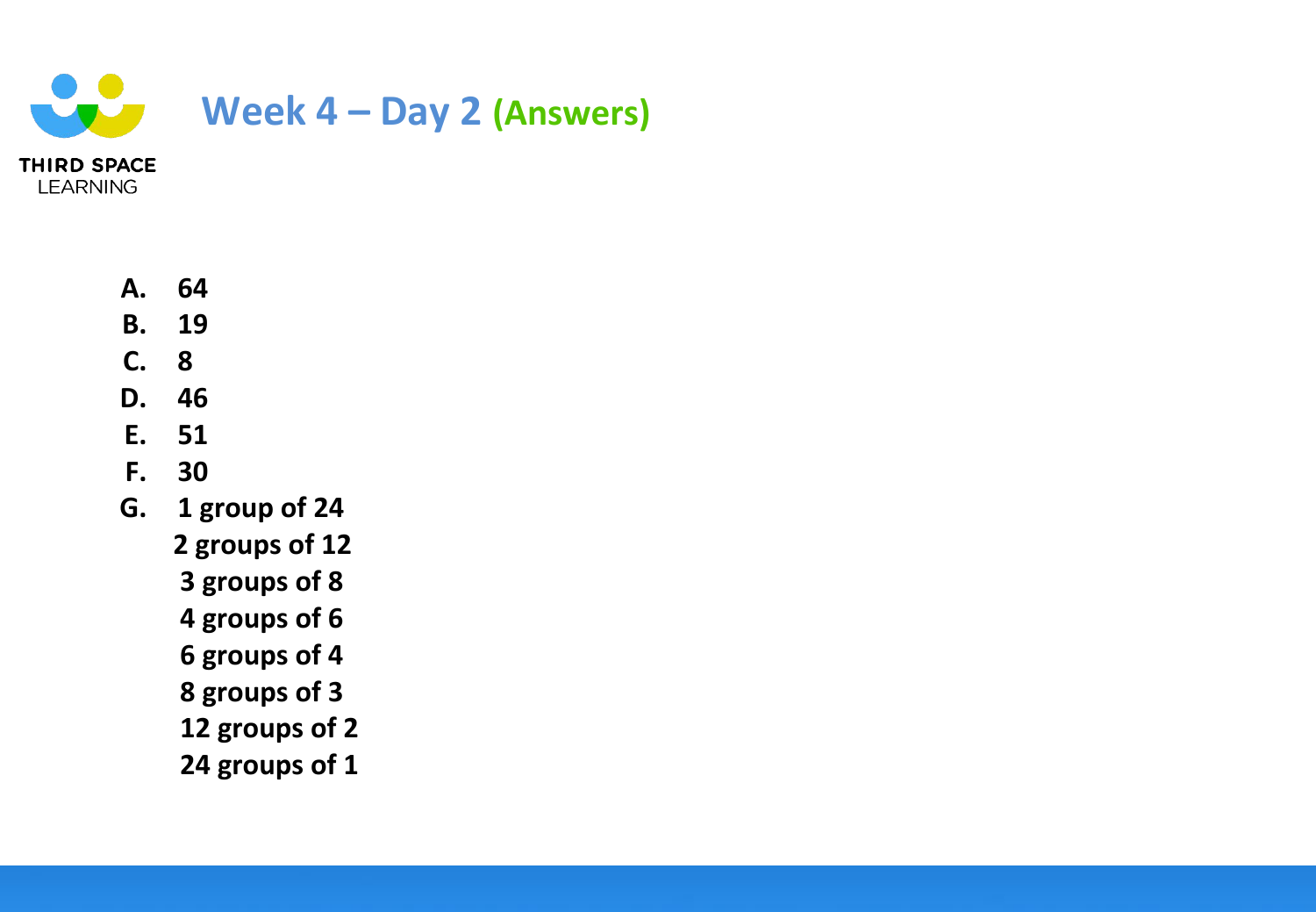# Week 4 – Day 2 (Answers)

A. 64
B. 19
C. 8
D. 46
E. 51
F. 30
G. 1 group of 24
2 groups of 12
3 groups of 8
4 groups of 6
6 groups of 4
8 groups of 3
12 groups of 2
24 groups of 1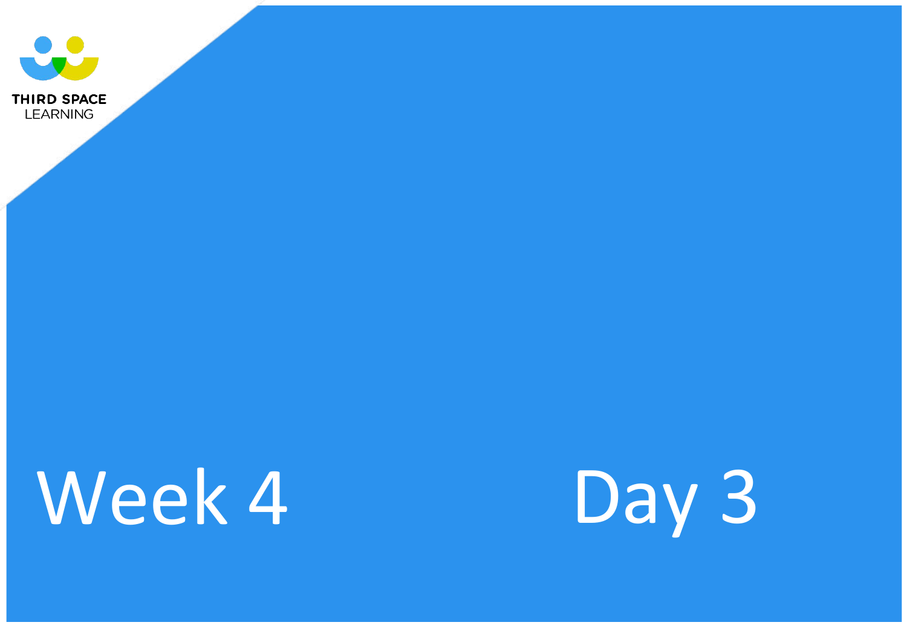THIRD SPACE LEARNING

# Week 4 Day 3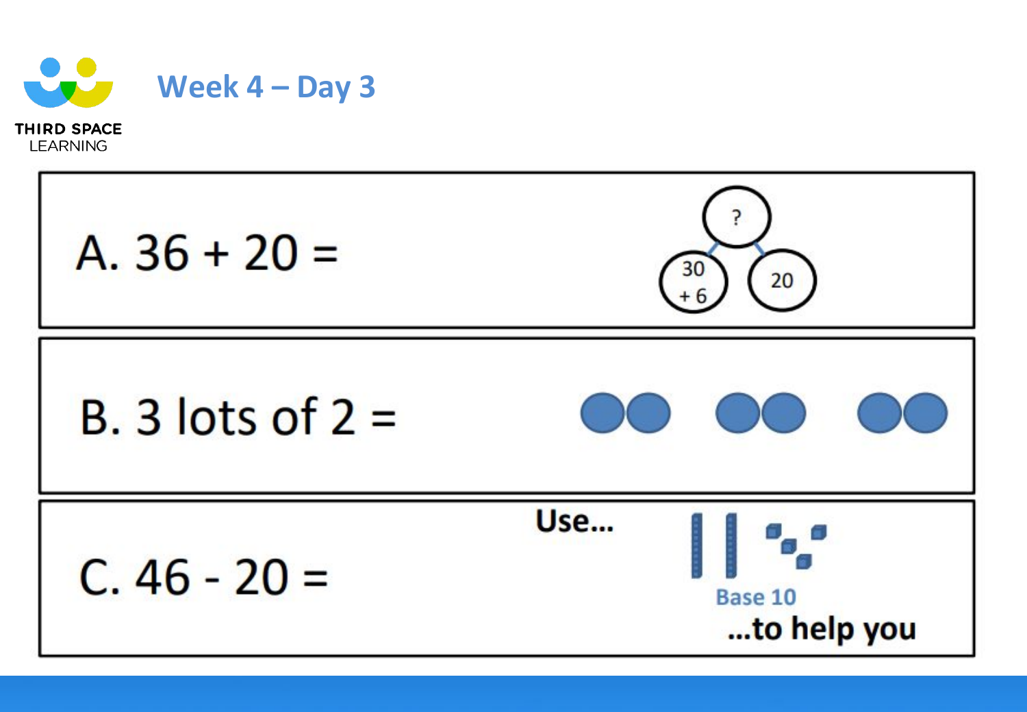# Week 4 – Day 3

A. 36 + 20 =

?

30 + 6 | 20

B. 3 lots of 2 =

C. 46 - 20 =

Use… Base 10 …to help you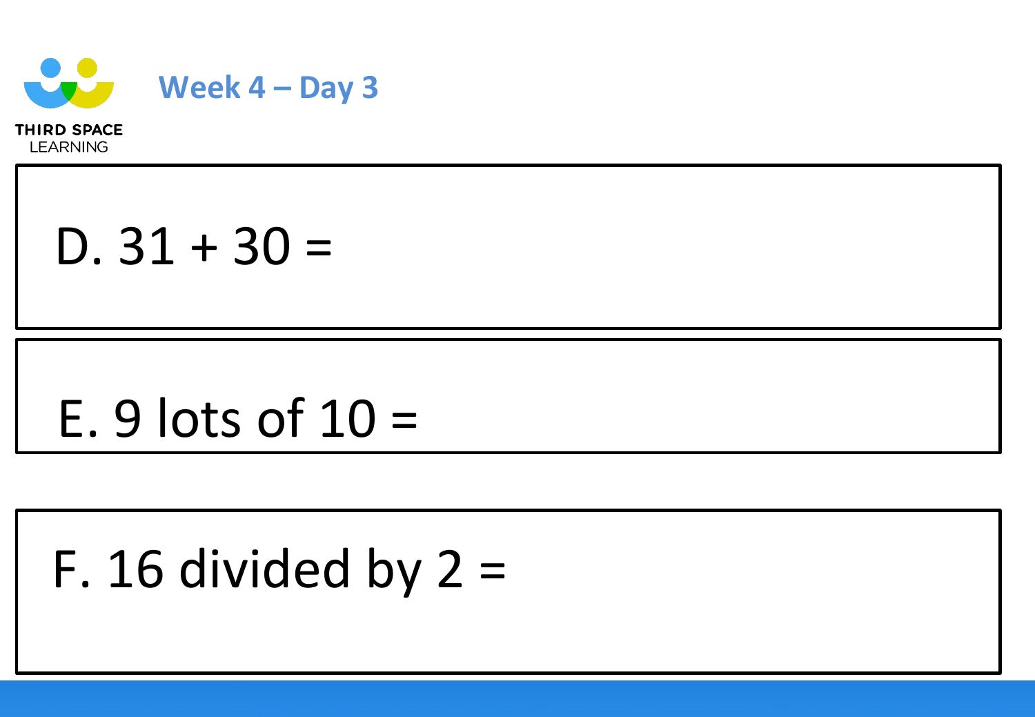## Week 4 – Day 3

D. 31 + 30 =

E. 9 lots of 10 =

F. 16 divided by 2 =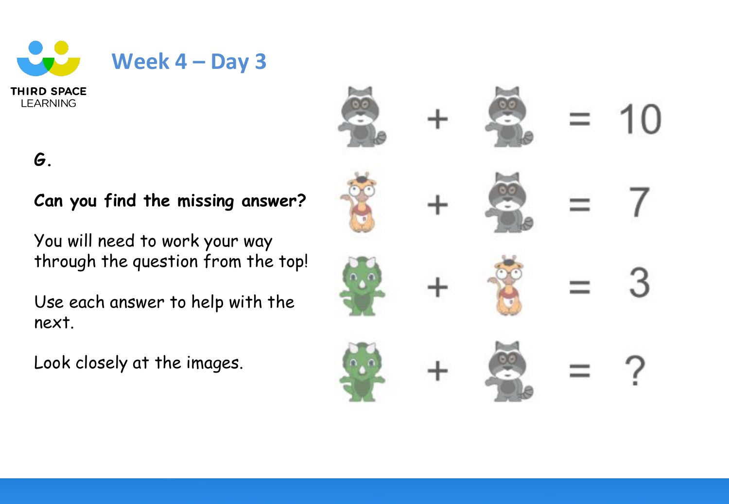# Week 4 – Day 3

**G.**

**Can you find the missing answer?**

You will need to work your way through the question from the top!

Use each answer to help with the next.

Look closely at the images.

+ = 10

+ = 7

+ = 3

+ = ?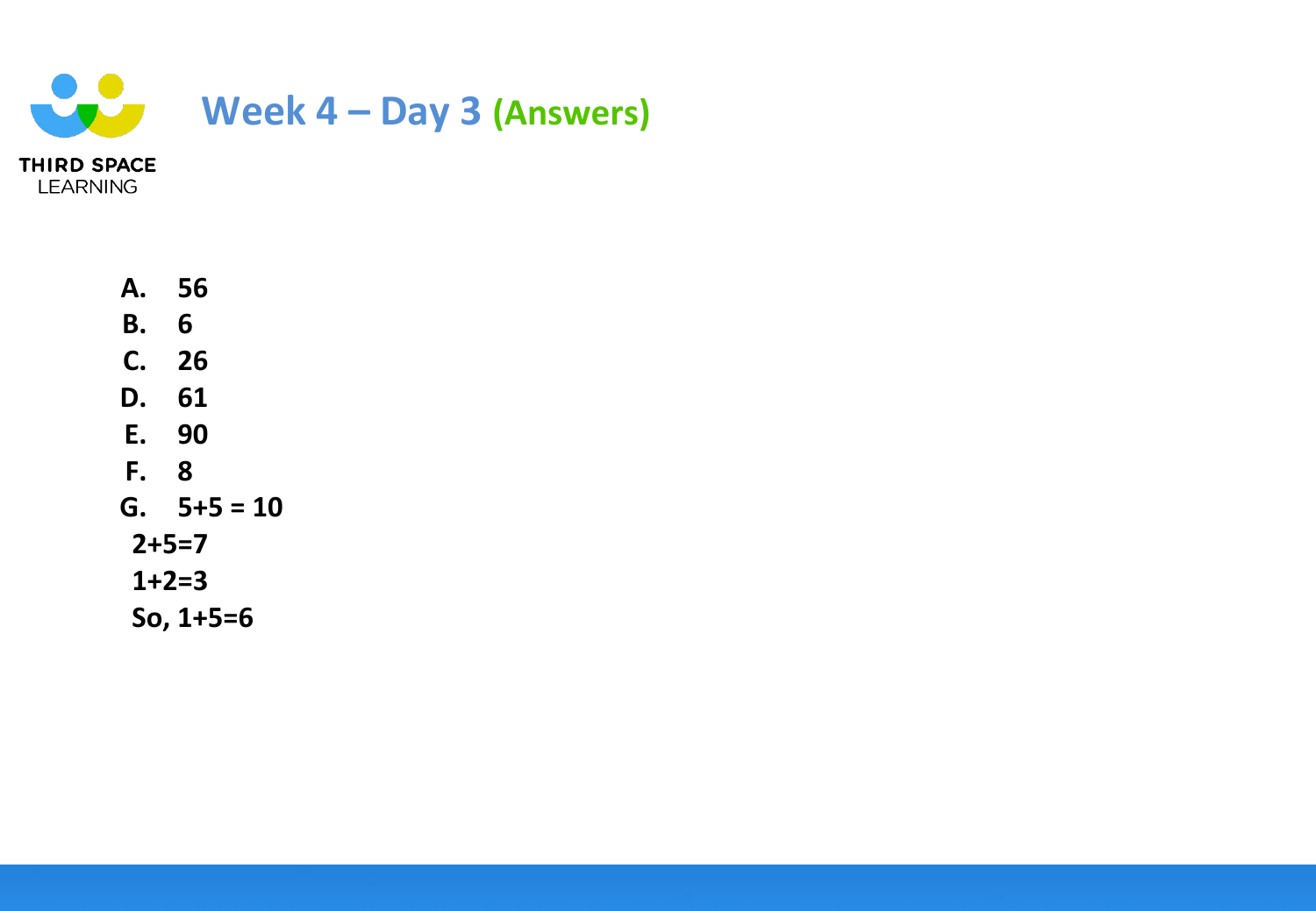# Week 4 – Day 3 (Answers)

**A.** 56

**B.** 6

**C.** 26

**D.** 61

**E.** 90

**F.** 8

**G.** $5+5 = 10$

$2+5=7$

$1+2=3$

So, $1+5=6$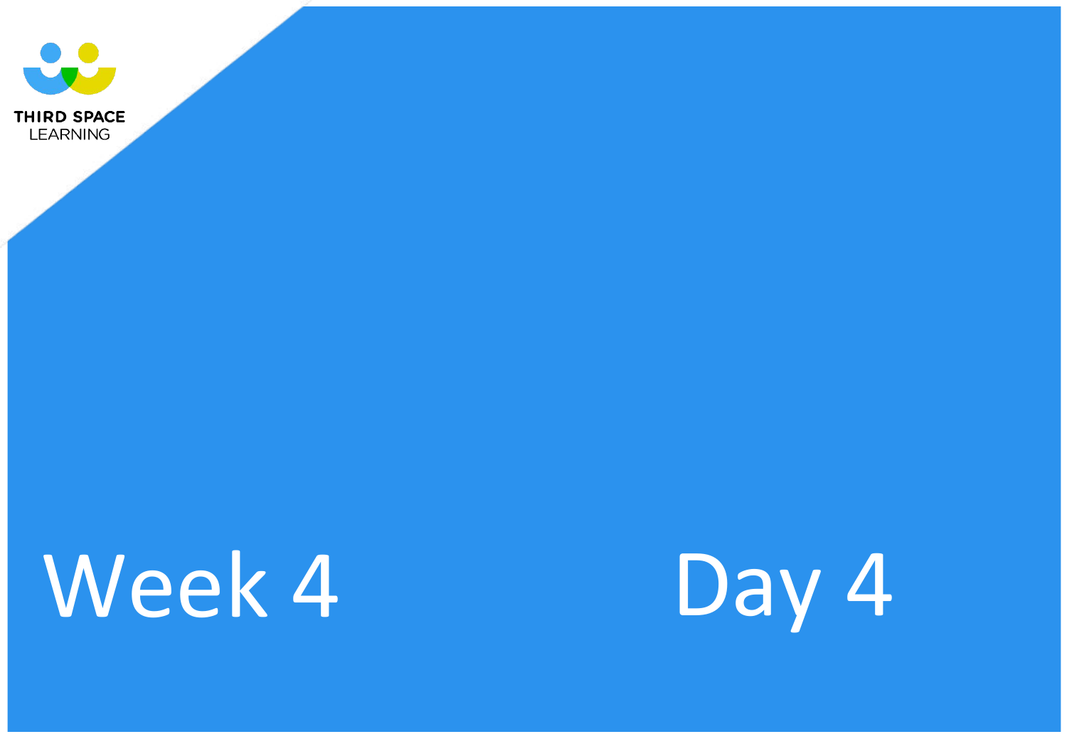# Week 4 Day 4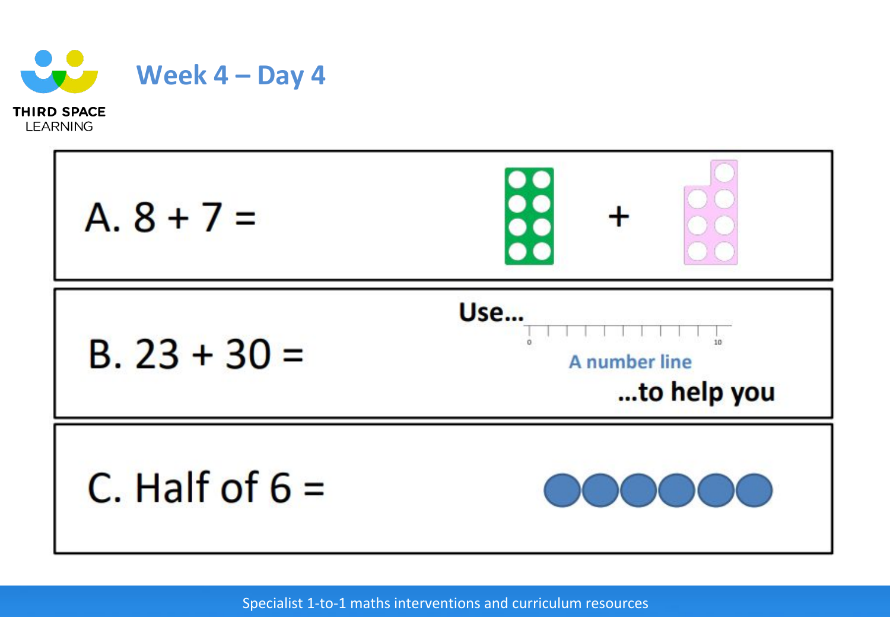# Week 4 – Day 4

A. 8 + 7 =

+

B. 23 + 30 =

Use...

0 10

A number line

...to help you

C. Half of 6 =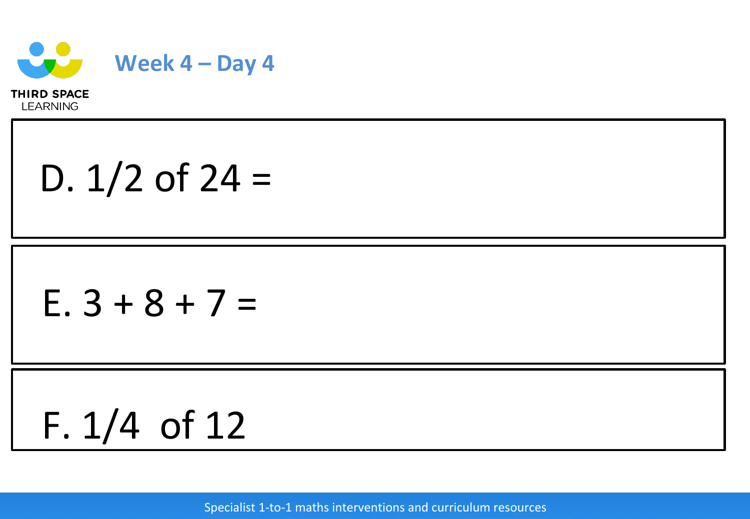# Week 4 – Day 4

D. 1/2 of 24 =

E. 3 + 8 + 7 =

F. 1/4  of 12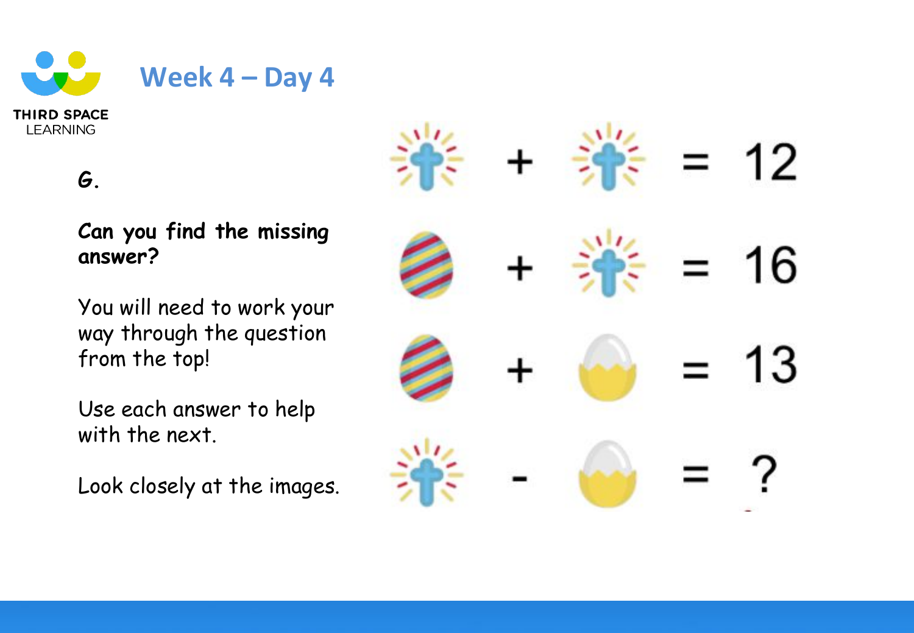# Week 4 – Day 4

**G.**

**Can you find the missing answer?**

You will need to work your way through the question from the top!

Use each answer to help with the next.

Look closely at the images.

cross + cross = 12

egg + cross = 16

egg + cracked egg = 13

cross - cracked egg = ?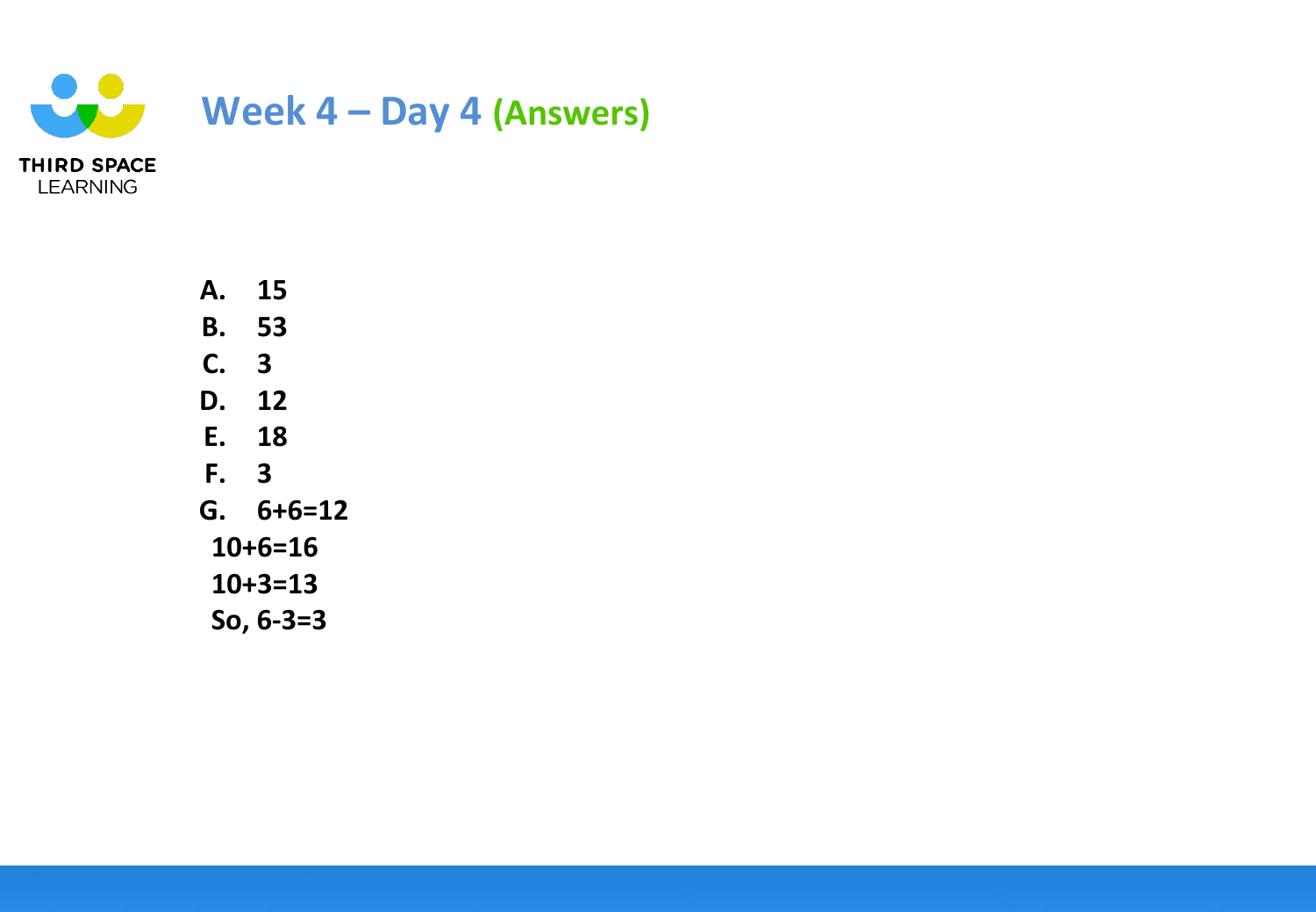# Week 4 – Day 4 (Answers)

**A.** **15**
**B.** **53**
**C.** **3**
**D.** **12**
**E.** **18**
**F.** **3**
**G.** **6+6=12**
**10+6=16**
**10+3=13**
**So, 6-3=3**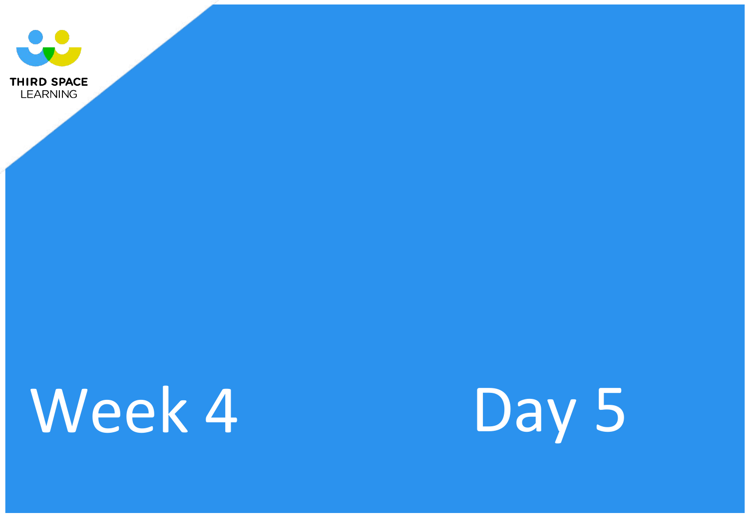THIRD SPACE LEARNING

# Week 4 Day 5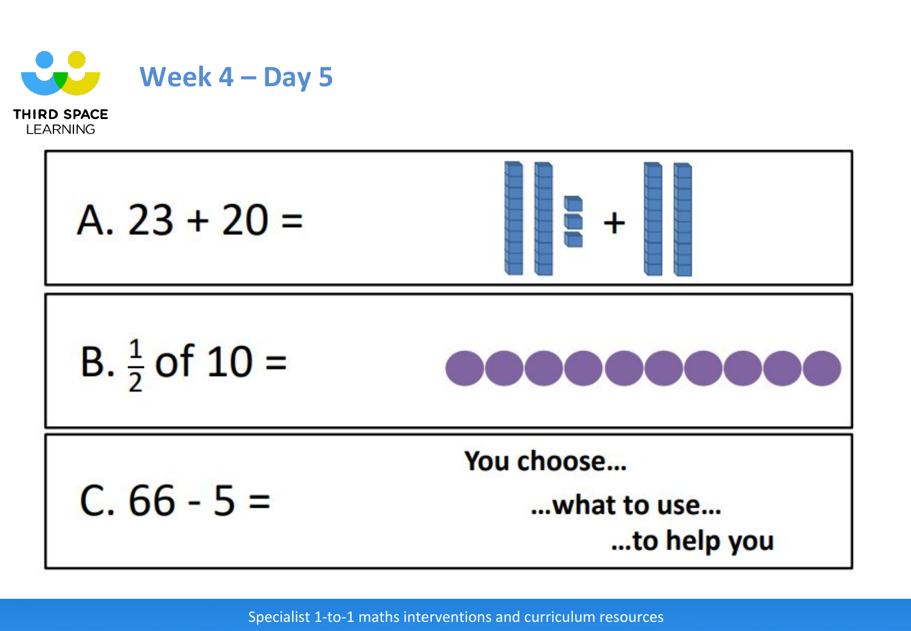# Week 4 – Day 5

A. $23 + 20 =$

B. $\frac{1}{2}$ of $10 =$

C. $66 - 5 =$

You choose...

...what to use...

...to help you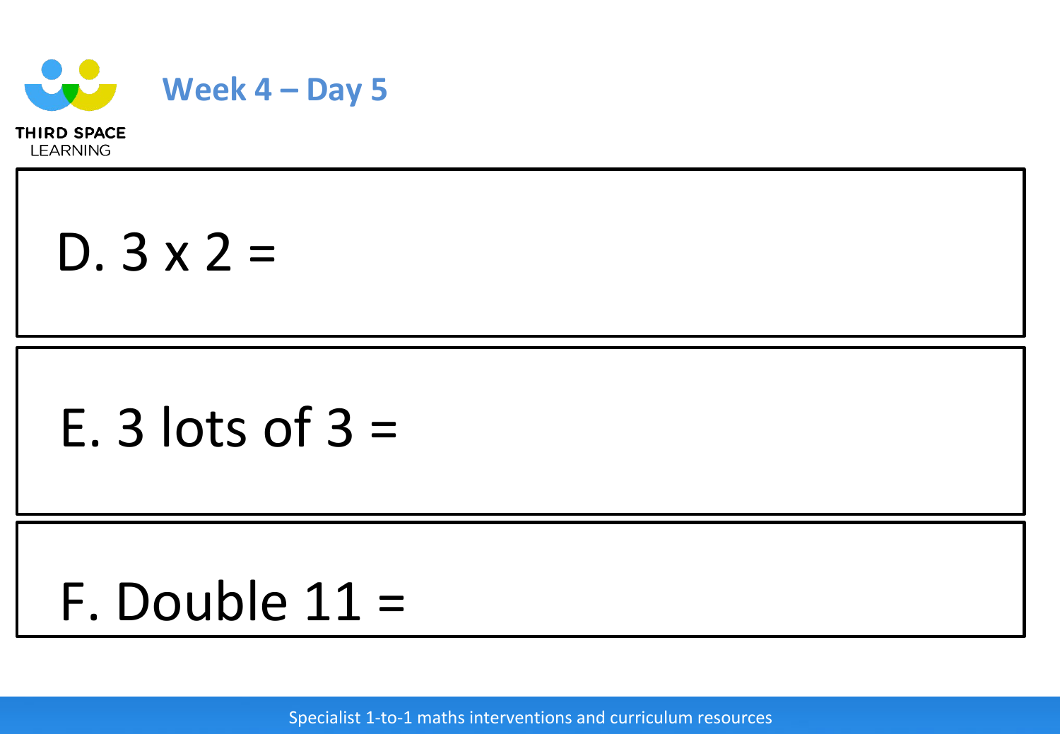# Week 4 – Day 5

D. $3 \times 2 =$

E. 3 lots of 3 =

F. Double 11 =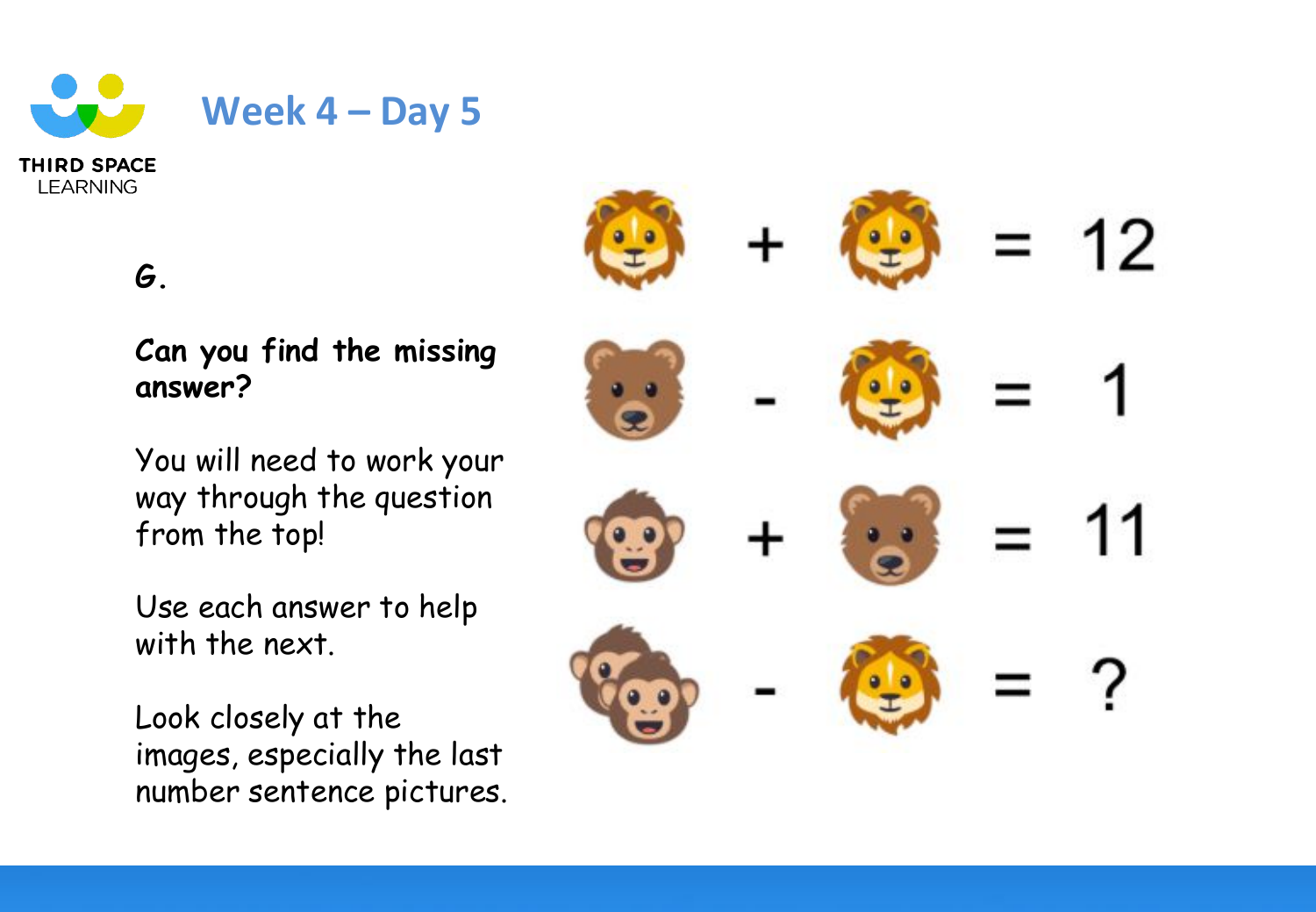## Week 4 – Day 5

**G.**

**Can you find the missing answer?**

You will need to work your way through the question from the top!

Use each answer to help with the next.

Look closely at the images, especially the last number sentence pictures.

🦁 + 🦁 = 12

🐻 - 🦁 = 1

🐵 + 🐻 = 11

🐵🐵 - 🦁 = ?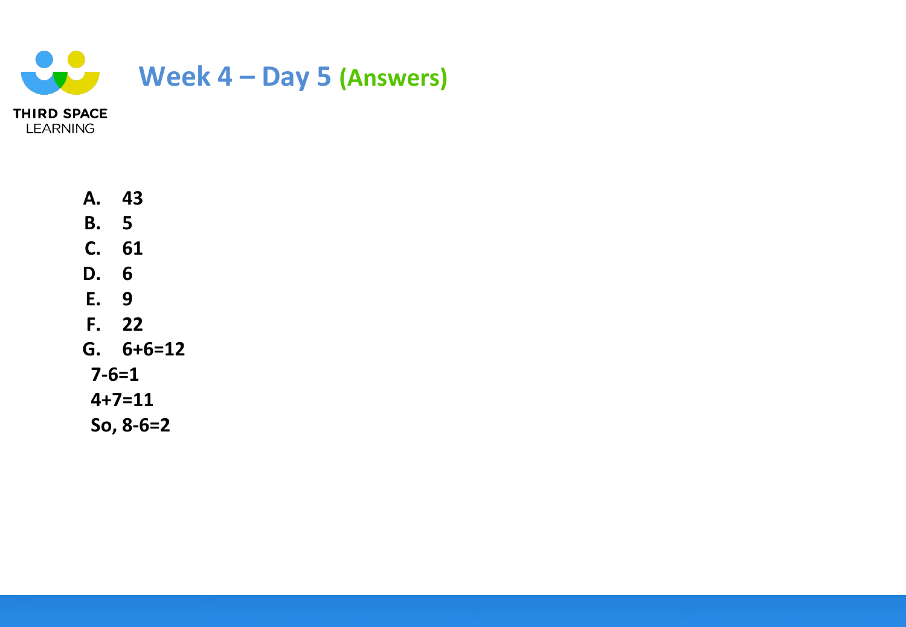# Week 4 – Day 5 **(Answers)**

**A.** 43

**B.** 5

**C.** 61

**D.** 6

**E.** 9

**F.** 22

**G.** 6+6=12

7-6=1

4+7=11

So, 8-6=2